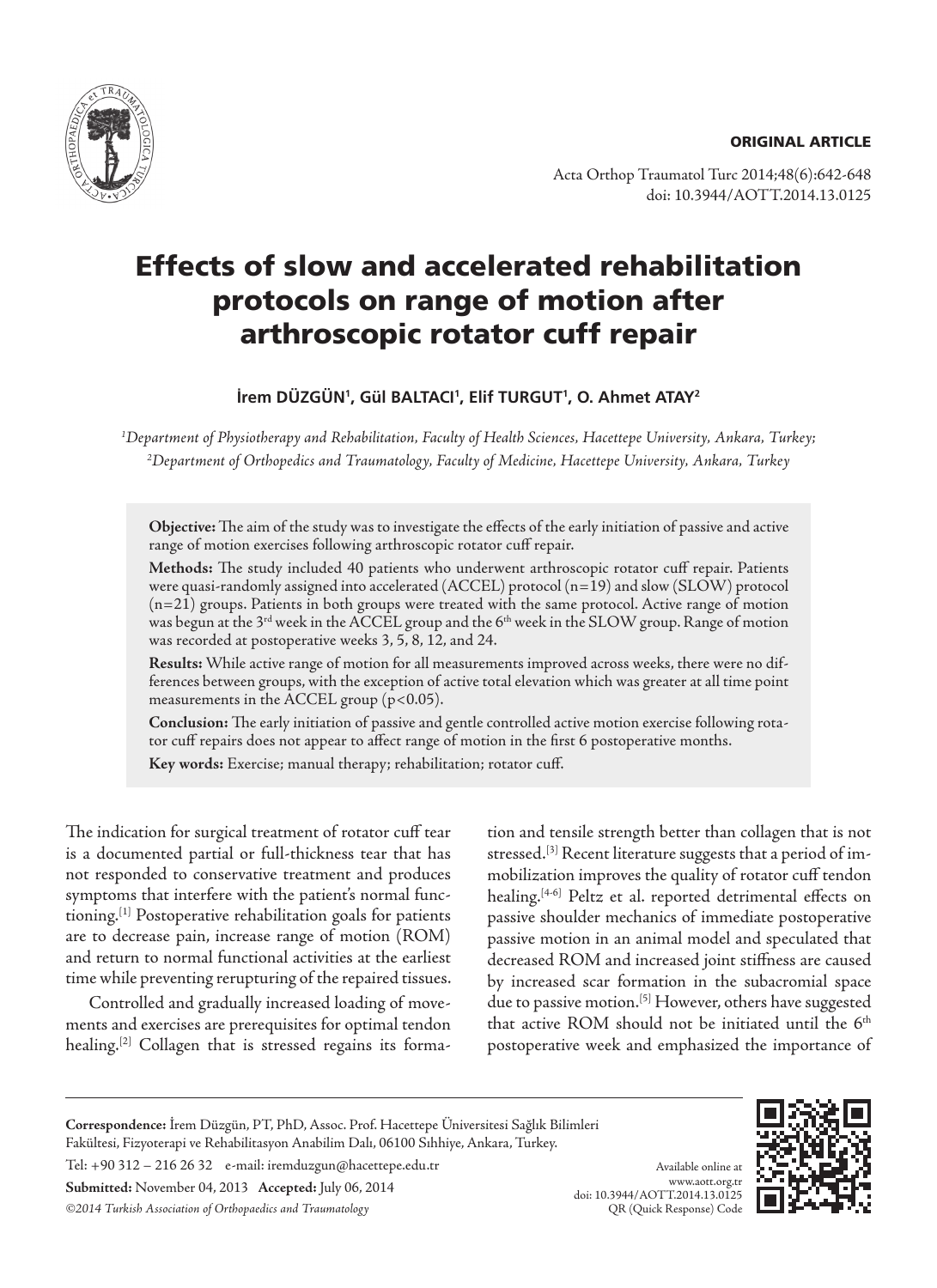ORIGINAL ARTICLE

# Effects of slow and accelerated rehabilitation protocols on range of motion after arthroscopic rotator cuff repair

**İrem DÜZGÜN[1], Gül BALTACI[1], Elif TURGUT[1], O. Ahmet ATAY[2]**

*[1]Department of Physiotherapy and Rehabilitation, Faculty of Health Sciences, Hacettepe University, Ankara, Turkey;*
*[2]Department of Orthopedics and Traumatology, Faculty of Medicine, Hacettepe University, Ankara, Turkey*

**Objective:** The aim of the study was to investigate the effects of the early initiation of passive and active range of motion exercises following arthroscopic rotator cuff repair.

**Methods:** The study included 40 patients who underwent arthroscopic rotator cuff repair. Patients were quasi-randomly assigned into accelerated (ACCEL) protocol (n=19) and slow (SLOW) protocol (n=21) groups. Patients in both groups were treated with the same protocol. Active range of motion was begun at the 3rd week in the ACCEL group and the 6th week in the SLOW group. Range of motion was recorded at postoperative weeks 3, 5, 8, 12, and 24.

**Results:** While active range of motion for all measurements improved across weeks, there were no differences between groups, with the exception of active total elevation which was greater at all time point measurements in the ACCEL group ($p<0.05$).

**Conclusion:** The early initiation of passive and gentle controlled active motion exercise following rotator cuff repairs does not appear to affect range of motion in the first 6 postoperative months.

**Key words:** Exercise; manual therapy; rehabilitation; rotator cuff.

The indication for surgical treatment of rotator cuff tear is a documented partial or full-thickness tear that has not responded to conservative treatment and produces symptoms that interfere with the patient's normal functioning.[1] Postoperative rehabilitation goals for patients are to decrease pain, increase range of motion (ROM) and return to normal functional activities at the earliest time while preventing rerupturing of the repaired tissues.

Controlled and gradually increased loading of movements and exercises are prerequisites for optimal tendon healing.[2] Collagen that is stressed regains its formation and tensile strength better than collagen that is not stressed.[3] Recent literature suggests that a period of immobilization improves the quality of rotator cuff tendon healing.[4-6] Peltz et al. reported detrimental effects on passive shoulder mechanics of immediate postoperative passive motion in an animal model and speculated that decreased ROM and increased joint stiffness are caused by increased scar formation in the subacromial space due to passive motion.[5] However, others have suggested that active ROM should not be initiated until the 6th postoperative week and emphasized the importance of

**Correspondence:** İrem Düzgün, PT, PhD, Assoc. Prof. Hacettepe Üniversitesi Sağlık Bilimleri Fakültesi, Fizyoterapi ve Rehabilitasyon Anabilim Dalı, 06100 Sıhhiye, Ankara, Turkey.

Tel: +90 312 – 216 26 32 e-mail: iremduzgun@hacettepe.edu.tr

**Submitted:** November 04, 2013 **Accepted:** July 06, 2014

*©2014 Turkish Association of Orthopaedics and Traumatology*

Available online at www.aott.org.tr
doi: 10.3944/AOTT.2014.13.0125
QR (Quick Response) Code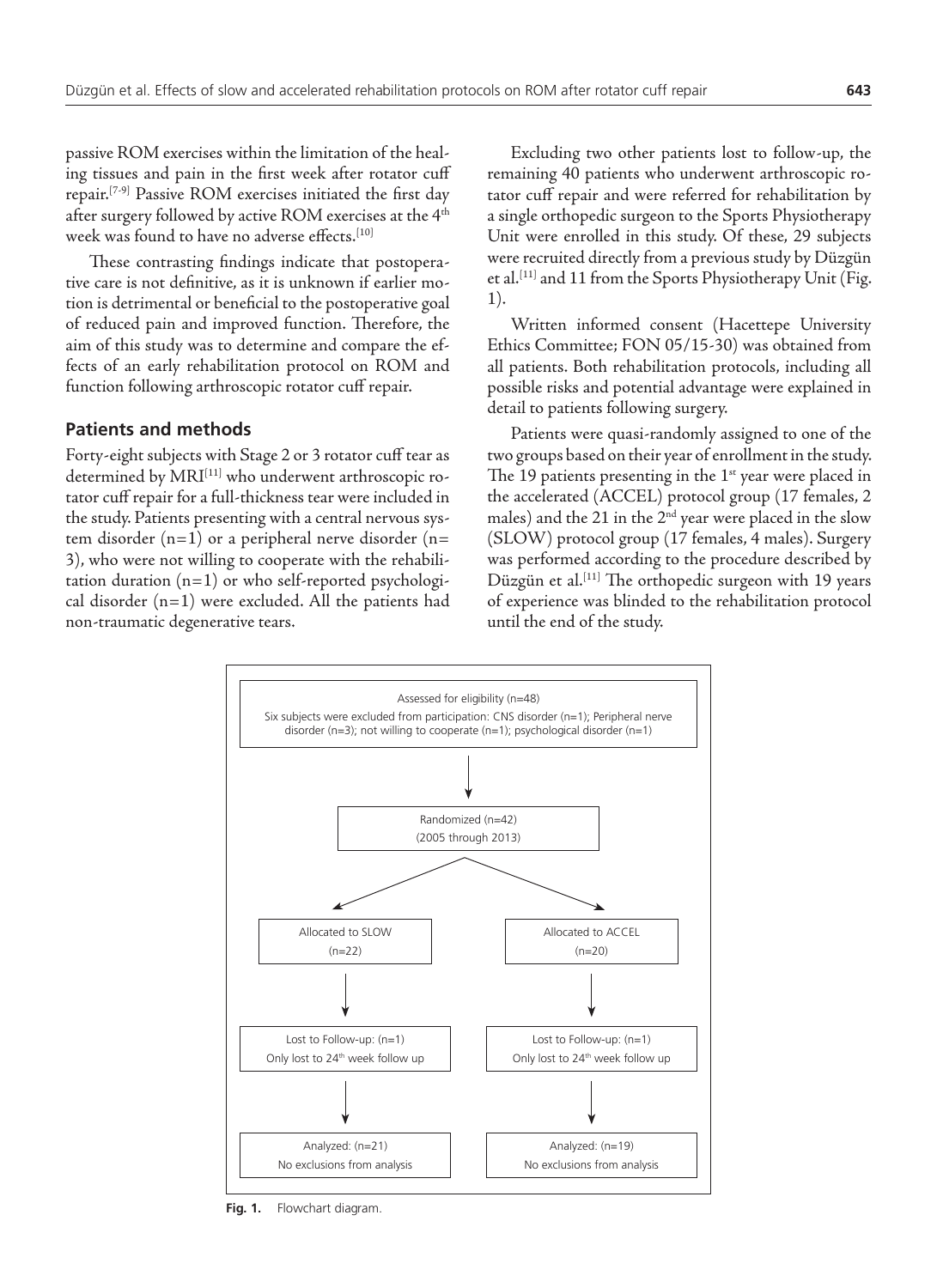passive ROM exercises within the limitation of the healing tissues and pain in the first week after rotator cuff repair.[7-9] Passive ROM exercises initiated the first day after surgery followed by active ROM exercises at the 4th week was found to have no adverse effects.[10]

These contrasting findings indicate that postoperative care is not definitive, as it is unknown if earlier motion is detrimental or beneficial to the postoperative goal of reduced pain and improved function. Therefore, the aim of this study was to determine and compare the effects of an early rehabilitation protocol on ROM and function following arthroscopic rotator cuff repair.

## Patients and methods

Forty-eight subjects with Stage 2 or 3 rotator cuff tear as determined by MRI[11] who underwent arthroscopic rotator cuff repair for a full-thickness tear were included in the study. Patients presenting with a central nervous system disorder (n=1) or a peripheral nerve disorder (n=3), who were not willing to cooperate with the rehabilitation duration (n=1) or who self-reported psychological disorder (n=1) were excluded. All the patients had non-traumatic degenerative tears.

Excluding two other patients lost to follow-up, the remaining 40 patients who underwent arthroscopic rotator cuff repair and were referred for rehabilitation by a single orthopedic surgeon to the Sports Physiotherapy Unit were enrolled in this study. Of these, 29 subjects were recruited directly from a previous study by Düzgün et al.[11] and 11 from the Sports Physiotherapy Unit (Fig. 1).

Written informed consent (Hacettepe University Ethics Committee; FON 05/15-30) was obtained from all patients. Both rehabilitation protocols, including all possible risks and potential advantage were explained in detail to patients following surgery.

Patients were quasi-randomly assigned to one of the two groups based on their year of enrollment in the study. The 19 patients presenting in the 1st year were placed in the accelerated (ACCEL) protocol group (17 females, 2 males) and the 21 in the 2nd year were placed in the slow (SLOW) protocol group (17 females, 4 males). Surgery was performed according to the procedure described by Düzgün et al.[11] The orthopedic surgeon with 19 years of experience was blinded to the rehabilitation protocol until the end of the study.

Assessed for eligibility (n=48)
Six subjects were excluded from participation: CNS disorder (n=1); Peripheral nerve disorder (n=3); not willing to cooperate (n=1); psychological disorder (n=1)

Randomized (n=42)
(2005 through 2013)

| Allocated to SLOW (n=22) | Allocated to ACCEL (n=20) |
|---|---|
| Lost to Follow-up: (n=1) Only lost to 24th week follow up | Lost to Follow-up: (n=1) Only lost to 24th week follow up |
| Analyzed: (n=21) No exclusions from analysis | Analyzed: (n=19) No exclusions from analysis |

**Fig. 1.** Flowchart diagram.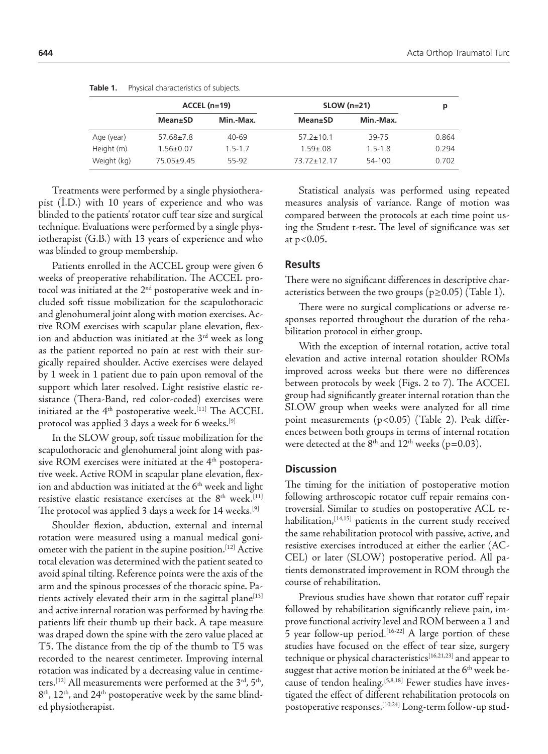**Table 1.** Physical characteristics of subjects.

| | ACCEL (n=19) | | SLOW (n=21) | | p |
|---|---|---|---|---|---|
| | Mean±SD | Min.-Max. | Mean±SD | Min.-Max. | |
| Age (year) | 57.68±7.8 | 40-69 | 57.2±10.1 | 39-75 | 0.864 |
| Height (m) | 1.56±0.07 | 1.5-1.7 | 1.59±.08 | 1.5-1.8 | 0.294 |
| Weight (kg) | 75.05±9.45 | 55-92 | 73.72±12.17 | 54-100 | 0.702 |

Treatments were performed by a single physiotherapist (İ.D.) with 10 years of experience and who was blinded to the patients' rotator cuff tear size and surgical technique. Evaluations were performed by a single physiotherapist (G.B.) with 13 years of experience and who was blinded to group membership.

Patients enrolled in the ACCEL group were given 6 weeks of preoperative rehabilitation. The ACCEL protocol was initiated at the 2nd postoperative week and included soft tissue mobilization for the scapulothoracic and glenohumeral joint along with motion exercises. Active ROM exercises with scapular plane elevation, flexion and abduction was initiated at the 3rd week as long as the patient reported no pain at rest with their surgically repaired shoulder. Active exercises were delayed by 1 week in 1 patient due to pain upon removal of the support which later resolved. Light resistive elastic resistance (Thera-Band, red color-coded) exercises were initiated at the 4th postoperative week.[11] The ACCEL protocol was applied 3 days a week for 6 weeks.[9]

In the SLOW group, soft tissue mobilization for the scapulothoracic and glenohumeral joint along with passive ROM exercises were initiated at the 4th postoperative week. Active ROM in scapular plane elevation, flexion and abduction was initiated at the 6th week and light resistive elastic resistance exercises at the 8th week.[11] The protocol was applied 3 days a week for 14 weeks.[9]

Shoulder flexion, abduction, external and internal rotation were measured using a manual medical goniometer with the patient in the supine position.[12] Active total elevation was determined with the patient seated to avoid spinal tilting. Reference points were the axis of the arm and the spinous processes of the thoracic spine. Patients actively elevated their arm in the sagittal plane[13] and active internal rotation was performed by having the patients lift their thumb up their back. A tape measure was draped down the spine with the zero value placed at T5. The distance from the tip of the thumb to T5 was recorded to the nearest centimeter. Improving internal rotation was indicated by a decreasing value in centimeters.[12] All measurements were performed at the 3rd, 5th, 8th, 12th, and 24th postoperative week by the same blinded physiotherapist.

Statistical analysis was performed using repeated measures analysis of variance. Range of motion was compared between the protocols at each time point using the Student t-test. The level of significance was set at $p<0.05$.

## Results

There were no significant differences in descriptive characteristics between the two groups ($p\geq0.05$) (Table 1).

There were no surgical complications or adverse responses reported throughout the duration of the rehabilitation protocol in either group.

With the exception of internal rotation, active total elevation and active internal rotation shoulder ROMs improved across weeks but there were no differences between protocols by week (Figs. 2 to 7). The ACCEL group had significantly greater internal rotation than the SLOW group when weeks were analyzed for all time point measurements ($p<0.05$) (Table 2). Peak differences between both groups in terms of internal rotation were detected at the 8th and 12th weeks ($p=0.03$).

## Discussion

The timing for the initiation of postoperative motion following arthroscopic rotator cuff repair remains controversial. Similar to studies on postoperative ACL rehabilitation,[14,15] patients in the current study received the same rehabilitation protocol with passive, active, and resistive exercises introduced at either the earlier (ACCEL) or later (SLOW) postoperative period. All patients demonstrated improvement in ROM through the course of rehabilitation.

Previous studies have shown that rotator cuff repair followed by rehabilitation significantly relieve pain, improve functional activity level and ROM between a 1 and 5 year follow-up period.[16-22] A large portion of these studies have focused on the effect of tear size, surgery technique or physical characteristics[16,21,23] and appear to suggest that active motion be initiated at the 6th week because of tendon healing.[5,8,18] Fewer studies have investigated the effect of different rehabilitation protocols on postoperative responses.[10,24] Long-term follow-up stud-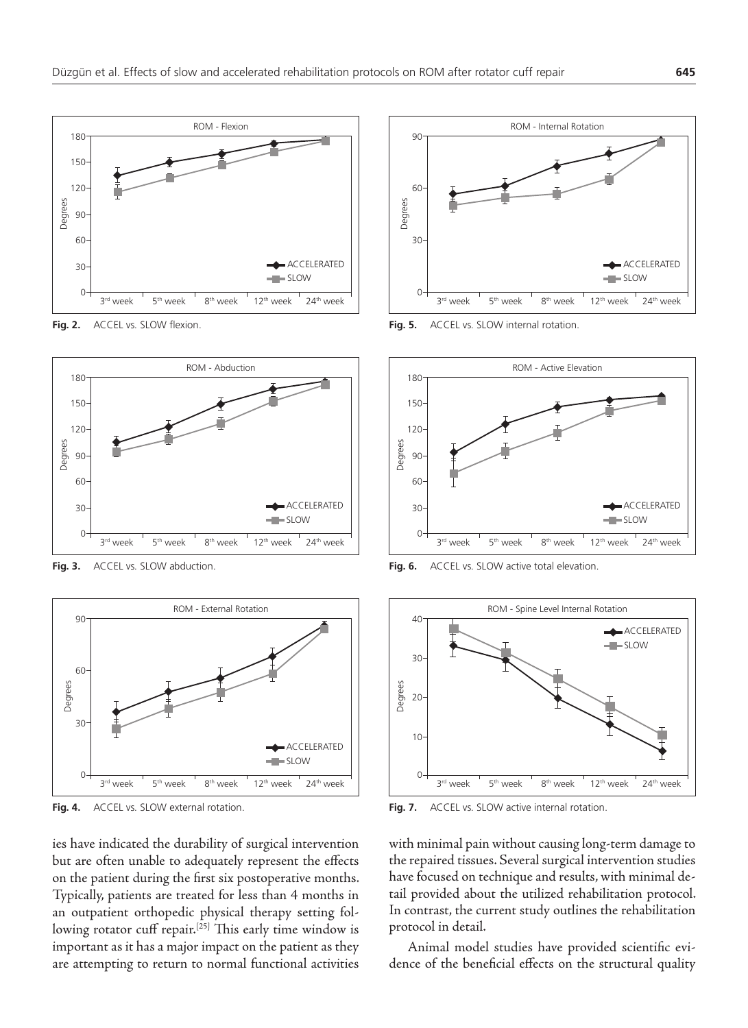Fig. 2. ACCEL vs. SLOW flexion.

Fig. 3. ACCEL vs. SLOW abduction.

Fig. 4. ACCEL vs. SLOW external rotation.

Fig. 5. ACCEL vs. SLOW internal rotation.

Fig. 6. ACCEL vs. SLOW active total elevation.

Fig. 7. ACCEL vs. SLOW active internal rotation.

ies have indicated the durability of surgical intervention but are often unable to adequately represent the effects on the patient during the first six postoperative months. Typically, patients are treated for less than 4 months in an outpatient orthopedic physical therapy setting following rotator cuff repair.[25] This early time window is important as it has a major impact on the patient as they are attempting to return to normal functional activities with minimal pain without causing long-term damage to the repaired tissues. Several surgical intervention studies have focused on technique and results, with minimal detail provided about the utilized rehabilitation protocol. In contrast, the current study outlines the rehabilitation protocol in detail.

Animal model studies have provided scientific evidence of the beneficial effects on the structural quality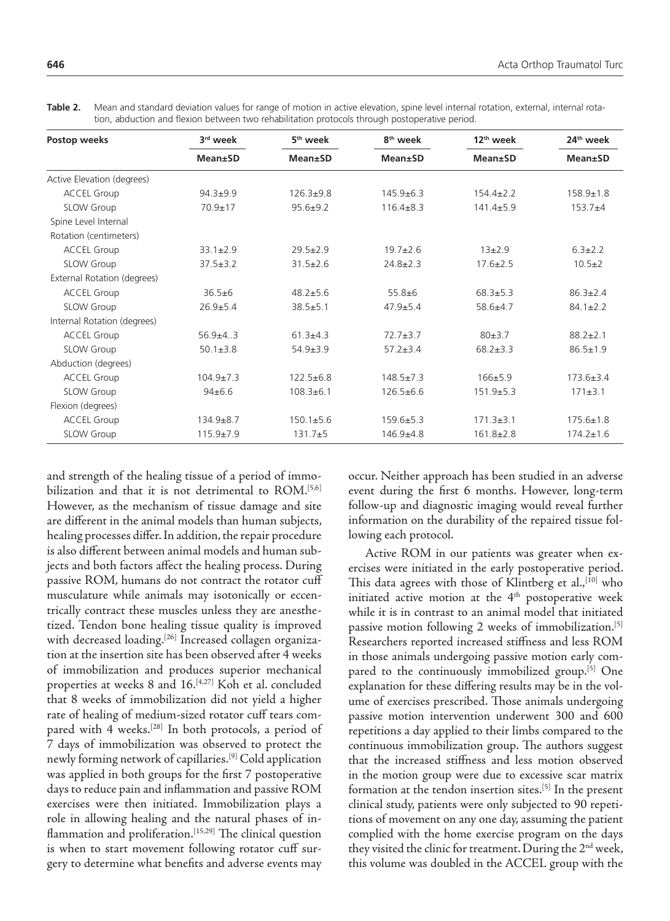**Table 2.** Mean and standard deviation values for range of motion in active elevation, spine level internal rotation, external, internal rotation, abduction and flexion between two rehabilitation protocols through postoperative period.

| Postop weeks | 3rd week | 5th week | 8th week | 12th week | 24th week |
|---|---|---|---|---|---|
| | Mean±SD | Mean±SD | Mean±SD | Mean±SD | Mean±SD |
| Active Elevation (degrees) | | | | | |
| ACCEL Group | 94.3±9.9 | 126.3±9.8 | 145.9±6.3 | 154.4±2.2 | 158.9±1.8 |
| SLOW Group | 70.9±17 | 95.6±9.2 | 116.4±8.3 | 141.4±5.9 | 153.7±4 |
| Spine Level Internal Rotation (centimeters) | | | | | |
| ACCEL Group | 33.1±2.9 | 29.5±2.9 | 19.7±2.6 | 13±2.9 | 6.3±2.2 |
| SLOW Group | 37.5±3.2 | 31.5±2.6 | 24.8±2.3 | 17.6±2.5 | 10.5±2 |
| External Rotation (degrees) | | | | | |
| ACCEL Group | 36.5±6 | 48.2±5.6 | 55.8±6 | 68.3±5.3 | 86.3±2.4 |
| SLOW Group | 26.9±5.4 | 38.5±5.1 | 47.9±5.4 | 58.6±4.7 | 84.1±2.2 |
| Internal Rotation (degrees) | | | | | |
| ACCEL Group | 56.9±4..3 | 61.3±4.3 | 72.7±3.7 | 80±3.7 | 88.2±2.1 |
| SLOW Group | 50.1±3.8 | 54.9±3.9 | 57.2±3.4 | 68.2±3.3 | 86.5±1.9 |
| Abduction (degrees) | | | | | |
| ACCEL Group | 104.9±7.3 | 122.5±6.8 | 148.5±7.3 | 166±5.9 | 173.6±3.4 |
| SLOW Group | 94±6.6 | 108.3±6.1 | 126.5±6.6 | 151.9±5.3 | 171±3.1 |
| Flexion (degrees) | | | | | |
| ACCEL Group | 134.9±8.7 | 150.1±5.6 | 159.6±5.3 | 171.3±3.1 | 175.6±1.8 |
| SLOW Group | 115.9±7.9 | 131.7±5 | 146.9±4.8 | 161.8±2.8 | 174.2±1.6 |

and strength of the healing tissue of a period of immobilization and that it is not detrimental to ROM.[5,6] However, as the mechanism of tissue damage and site are different in the animal models than human subjects, healing processes differ. In addition, the repair procedure is also different between animal models and human subjects and both factors affect the healing process. During passive ROM, humans do not contract the rotator cuff musculature while animals may isotonically or eccentrically contract these muscles unless they are anesthetized. Tendon bone healing tissue quality is improved with decreased loading.[26] Increased collagen organization at the insertion site has been observed after 4 weeks of immobilization and produces superior mechanical properties at weeks 8 and 16.[4,27] Koh et al. concluded that 8 weeks of immobilization did not yield a higher rate of healing of medium-sized rotator cuff tears compared with 4 weeks.[28] In both protocols, a period of 7 days of immobilization was observed to protect the newly forming network of capillaries.[9] Cold application was applied in both groups for the first 7 postoperative days to reduce pain and inflammation and passive ROM exercises were then initiated. Immobilization plays a role in allowing healing and the natural phases of inflammation and proliferation.[15,29] The clinical question is when to start movement following rotator cuff surgery to determine what benefits and adverse events may occur. Neither approach has been studied in an adverse event during the first 6 months. However, long-term follow-up and diagnostic imaging would reveal further information on the durability of the repaired tissue following each protocol.

Active ROM in our patients was greater when exercises were initiated in the early postoperative period. This data agrees with those of Klintberg et al.,[10] who initiated active motion at the 4th postoperative week while it is in contrast to an animal model that initiated passive motion following 2 weeks of immobilization.[5] Researchers reported increased stiffness and less ROM in those animals undergoing passive motion early compared to the continuously immobilized group.[5] One explanation for these differing results may be in the volume of exercises prescribed. Those animals undergoing passive motion intervention underwent 300 and 600 repetitions a day applied to their limbs compared to the continuous immobilization group. The authors suggest that the increased stiffness and less motion observed in the motion group were due to excessive scar matrix formation at the tendon insertion sites.[5] In the present clinical study, patients were only subjected to 90 repetitions of movement on any one day, assuming the patient complied with the home exercise program on the days they visited the clinic for treatment. During the 2nd week, this volume was doubled in the ACCEL group with the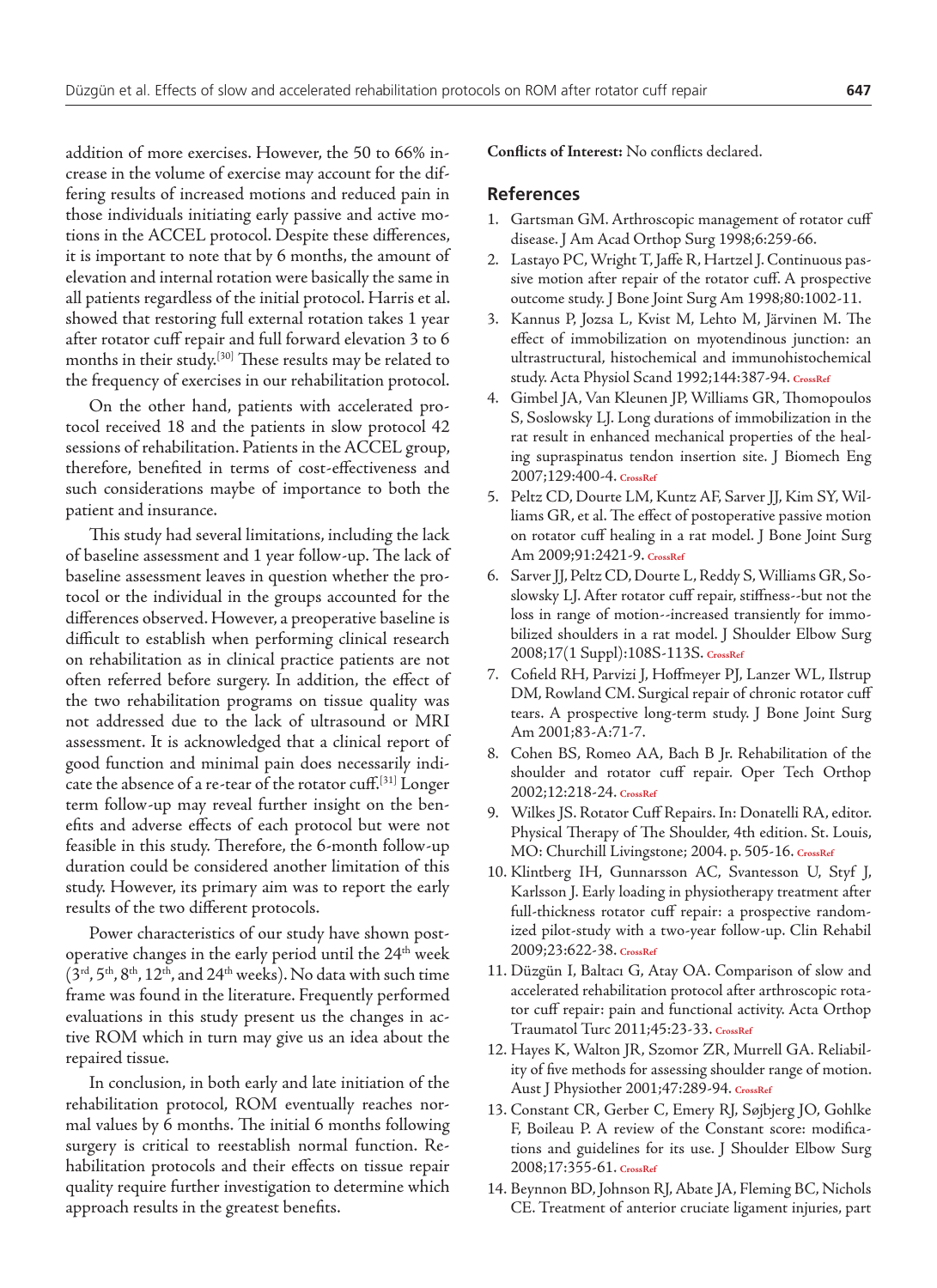addition of more exercises. However, the 50 to 66% increase in the volume of exercise may account for the differing results of increased motions and reduced pain in those individuals initiating early passive and active motions in the ACCEL protocol. Despite these differences, it is important to note that by 6 months, the amount of elevation and internal rotation were basically the same in all patients regardless of the initial protocol. Harris et al. showed that restoring full external rotation takes 1 year after rotator cuff repair and full forward elevation 3 to 6 months in their study.[30] These results may be related to the frequency of exercises in our rehabilitation protocol.

On the other hand, patients with accelerated protocol received 18 and the patients in slow protocol 42 sessions of rehabilitation. Patients in the ACCEL group, therefore, benefited in terms of cost-effectiveness and such considerations maybe of importance to both the patient and insurance.

This study had several limitations, including the lack of baseline assessment and 1 year follow-up. The lack of baseline assessment leaves in question whether the protocol or the individual in the groups accounted for the differences observed. However, a preoperative baseline is difficult to establish when performing clinical research on rehabilitation as in clinical practice patients are not often referred before surgery. In addition, the effect of the two rehabilitation programs on tissue quality was not addressed due to the lack of ultrasound or MRI assessment. It is acknowledged that a clinical report of good function and minimal pain does necessarily indicate the absence of a re-tear of the rotator cuff.[31] Longer term follow-up may reveal further insight on the benefits and adverse effects of each protocol but were not feasible in this study. Therefore, the 6-month follow-up duration could be considered another limitation of this study. However, its primary aim was to report the early results of the two different protocols.

Power characteristics of our study have shown postoperative changes in the early period until the 24th week (3rd, 5th, 8th, 12th, and 24th weeks). No data with such time frame was found in the literature. Frequently performed evaluations in this study present us the changes in active ROM which in turn may give us an idea about the repaired tissue.

In conclusion, in both early and late initiation of the rehabilitation protocol, ROM eventually reaches normal values by 6 months. The initial 6 months following surgery is critical to reestablish normal function. Rehabilitation protocols and their effects on tissue repair quality require further investigation to determine which approach results in the greatest benefits.

**Conflicts of Interest:** No conflicts declared.

## References

1. Gartsman GM. Arthroscopic management of rotator cuff disease. J Am Acad Orthop Surg 1998;6:259-66.
2. Lastayo PC, Wright T, Jaffe R, Hartzel J. Continuous passive motion after repair of the rotator cuff. A prospective outcome study. J Bone Joint Surg Am 1998;80:1002-11.
3. Kannus P, Jozsa L, Kvist M, Lehto M, Järvinen M. The effect of immobilization on myotendinous junction: an ultrastructural, histochemical and immunohistochemical study. Acta Physiol Scand 1992;144:387-94. CrossRef
4. Gimbel JA, Van Kleunen JP, Williams GR, Thomopoulos S, Soslowsky LJ. Long durations of immobilization in the rat result in enhanced mechanical properties of the healing supraspinatus tendon insertion site. J Biomech Eng 2007;129:400-4. CrossRef
5. Peltz CD, Dourte LM, Kuntz AF, Sarver JJ, Kim SY, Williams GR, et al. The effect of postoperative passive motion on rotator cuff healing in a rat model. J Bone Joint Surg Am 2009;91:2421-9. CrossRef
6. Sarver JJ, Peltz CD, Dourte L, Reddy S, Williams GR, Soslowsky LJ. After rotator cuff repair, stiffness--but not the loss in range of motion--increased transiently for immobilized shoulders in a rat model. J Shoulder Elbow Surg 2008;17(1 Suppl):108S-113S. CrossRef
7. Cofield RH, Parvizi J, Hoffmeyer PJ, Lanzer WL, Ilstrup DM, Rowland CM. Surgical repair of chronic rotator cuff tears. A prospective long-term study. J Bone Joint Surg Am 2001;83-A:71-7.
8. Cohen BS, Romeo AA, Bach B Jr. Rehabilitation of the shoulder and rotator cuff repair. Oper Tech Orthop 2002;12:218-24. CrossRef
9. Wilkes JS. Rotator Cuff Repairs. In: Donatelli RA, editor. Physical Therapy of The Shoulder, 4th edition. St. Louis, MO: Churchill Livingstone; 2004. p. 505-16. CrossRef
10. Klintberg IH, Gunnarsson AC, Svantesson U, Styf J, Karlsson J. Early loading in physiotherapy treatment after full-thickness rotator cuff repair: a prospective randomized pilot-study with a two-year follow-up. Clin Rehabil 2009;23:622-38. CrossRef
11. Düzgün I, Baltacı G, Atay OA. Comparison of slow and accelerated rehabilitation protocol after arthroscopic rotator cuff repair: pain and functional activity. Acta Orthop Traumatol Turc 2011;45:23-33. CrossRef
12. Hayes K, Walton JR, Szomor ZR, Murrell GA. Reliability of five methods for assessing shoulder range of motion. Aust J Physiother 2001;47:289-94. CrossRef
13. Constant CR, Gerber C, Emery RJ, Søjbjerg JO, Gohlke F, Boileau P. A review of the Constant score: modifications and guidelines for its use. J Shoulder Elbow Surg 2008;17:355-61. CrossRef
14. Beynnon BD, Johnson RJ, Abate JA, Fleming BC, Nichols CE. Treatment of anterior cruciate ligament injuries, part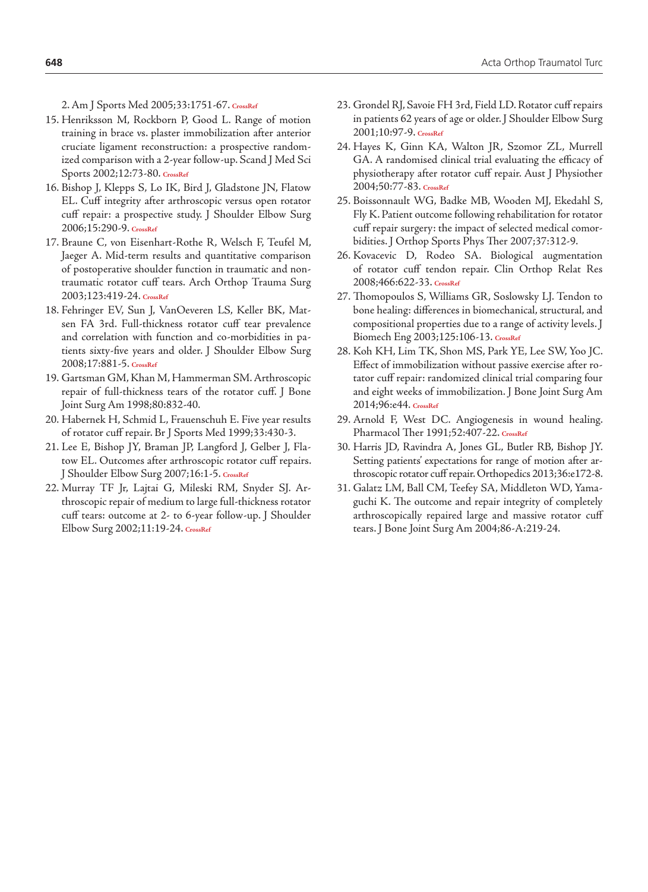2. Am J Sports Med 2005;33:1751-67. CrossRef

15. Henriksson M, Rockborn P, Good L. Range of motion training in brace vs. plaster immobilization after anterior cruciate ligament reconstruction: a prospective randomized comparison with a 2-year follow-up. Scand J Med Sci Sports 2002;12:73-80. CrossRef
16. Bishop J, Klepps S, Lo IK, Bird J, Gladstone JN, Flatow EL. Cuff integrity after arthroscopic versus open rotator cuff repair: a prospective study. J Shoulder Elbow Surg 2006;15:290-9. CrossRef
17. Braune C, von Eisenhart-Rothe R, Welsch F, Teufel M, Jaeger A. Mid-term results and quantitative comparison of postoperative shoulder function in traumatic and non-traumatic rotator cuff tears. Arch Orthop Trauma Surg 2003;123:419-24. CrossRef
18. Fehringer EV, Sun J, VanOeveren LS, Keller BK, Matsen FA 3rd. Full-thickness rotator cuff tear prevalence and correlation with function and co-morbidities in patients sixty-five years and older. J Shoulder Elbow Surg 2008;17:881-5. CrossRef
19. Gartsman GM, Khan M, Hammerman SM. Arthroscopic repair of full-thickness tears of the rotator cuff. J Bone Joint Surg Am 1998;80:832-40.
20. Habernek H, Schmid L, Frauenschuh E. Five year results of rotator cuff repair. Br J Sports Med 1999;33:430-3.
21. Lee E, Bishop JY, Braman JP, Langford J, Gelber J, Flatow EL. Outcomes after arthroscopic rotator cuff repairs. J Shoulder Elbow Surg 2007;16:1-5. CrossRef
22. Murray TF Jr, Lajtai G, Mileski RM, Snyder SJ. Arthroscopic repair of medium to large full-thickness rotator cuff tears: outcome at 2- to 6-year follow-up. J Shoulder Elbow Surg 2002;11:19-24. CrossRef
23. Grondel RJ, Savoie FH 3rd, Field LD. Rotator cuff repairs in patients 62 years of age or older. J Shoulder Elbow Surg 2001;10:97-9. CrossRef
24. Hayes K, Ginn KA, Walton JR, Szomor ZL, Murrell GA. A randomised clinical trial evaluating the efficacy of physiotherapy after rotator cuff repair. Aust J Physiother 2004;50:77-83. CrossRef
25. Boissonnault WG, Badke MB, Wooden MJ, Ekedahl S, Fly K. Patient outcome following rehabilitation for rotator cuff repair surgery: the impact of selected medical comorbidities. J Orthop Sports Phys Ther 2007;37:312-9.
26. Kovacevic D, Rodeo SA. Biological augmentation of rotator cuff tendon repair. Clin Orthop Relat Res 2008;466:622-33. CrossRef
27. Thomopoulos S, Williams GR, Soslowsky LJ. Tendon to bone healing: differences in biomechanical, structural, and compositional properties due to a range of activity levels. J Biomech Eng 2003;125:106-13. CrossRef
28. Koh KH, Lim TK, Shon MS, Park YE, Lee SW, Yoo JC. Effect of immobilization without passive exercise after rotator cuff repair: randomized clinical trial comparing four and eight weeks of immobilization. J Bone Joint Surg Am 2014;96:e44. CrossRef
29. Arnold F, West DC. Angiogenesis in wound healing. Pharmacol Ther 1991;52:407-22. CrossRef
30. Harris JD, Ravindra A, Jones GL, Butler RB, Bishop JY. Setting patients' expectations for range of motion after arthroscopic rotator cuff repair. Orthopedics 2013;36:e172-8.
31. Galatz LM, Ball CM, Teefey SA, Middleton WD, Yamaguchi K. The outcome and repair integrity of completely arthroscopically repaired large and massive rotator cuff tears. J Bone Joint Surg Am 2004;86-A:219-24.